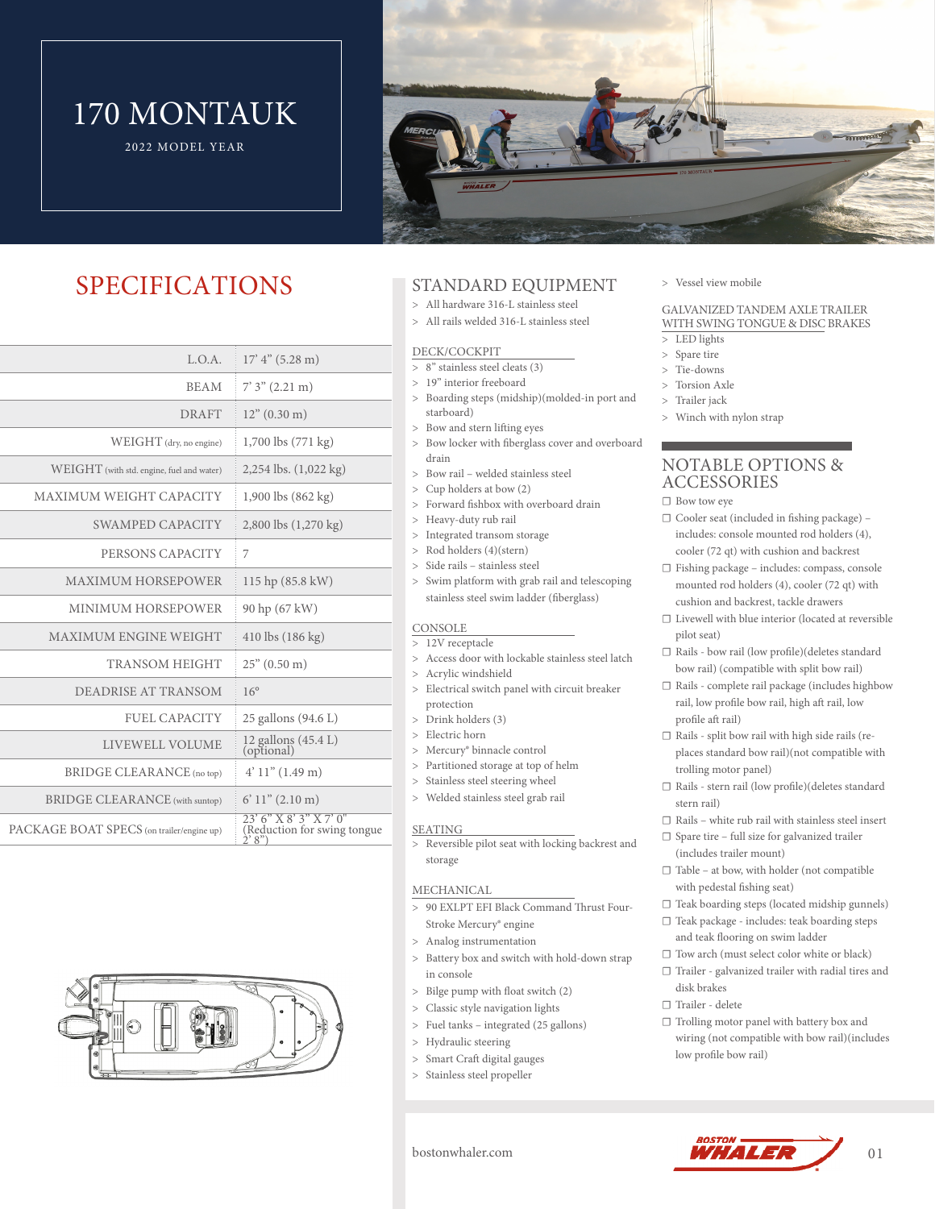# 170 MONTAUK

2022 MODEL YEAR

## SPECIFICATIONS

| | |
|---|---|
| L.O.A. | 17' 4" (5.28 m) |
| BEAM | 7' 3" (2.21 m) |
| DRAFT | 12" (0.30 m) |
| WEIGHT (dry, no engine) | 1,700 lbs (771 kg) |
| WEIGHT (with std. engine, fuel and water) | 2,254 lbs. (1,022 kg) |
| MAXIMUM WEIGHT CAPACITY | 1,900 lbs (862 kg) |
| SWAMPED CAPACITY | 2,800 lbs (1,270 kg) |
| PERSONS CAPACITY | 7 |
| MAXIMUM HORSEPOWER | 115 hp (85.8 kW) |
| MINIMUM HORSEPOWER | 90 hp (67 kW) |
| MAXIMUM ENGINE WEIGHT | 410 lbs (186 kg) |
| TRANSOM HEIGHT | 25" (0.50 m) |
| DEADRISE AT TRANSOM | 16° |
| FUEL CAPACITY | 25 gallons (94.6 L) |
| LIVEWELL VOLUME | 12 gallons (45.4 L) (optional) |
| BRIDGE CLEARANCE (no top) | 4' 11" (1.49 m) |
| BRIDGE CLEARANCE (with suntop) | 6' 11" (2.10 m) |
| PACKAGE BOAT SPECS (on trailer/engine up) | 23' 6" X 8' 3" X 7' 0" (Reduction for swing tongue 2' 8") |

## STANDARD EQUIPMENT

- All hardware 316-L stainless steel
- All rails welded 316-L stainless steel

### DECK/COCKPIT

- 8" stainless steel cleats (3)
- 19" interior freeboard
- Boarding steps (midship)(molded-in port and starboard)
- Bow and stern lifting eyes
- Bow locker with fiberglass cover and overboard drain
- Bow rail – welded stainless steel
- Cup holders at bow (2)
- Forward fishbox with overboard drain
- Heavy-duty rub rail
- Integrated transom storage
- Rod holders (4)(stern)
- Side rails – stainless steel
- Swim platform with grab rail and telescoping stainless steel swim ladder (fiberglass)

### CONSOLE

- 12V receptacle
- Access door with lockable stainless steel latch
- Acrylic windshield
- Electrical switch panel with circuit breaker protection
- Drink holders (3)
- Electric horn
- Mercury® binnacle control
- Partitioned storage at top of helm
- Stainless steel steering wheel
- Welded stainless steel grab rail

### SEATING

- Reversible pilot seat with locking backrest and storage

### MECHANICAL

- 90 EXLPT EFI Black Command Thrust Four-Stroke Mercury® engine
- Analog instrumentation
- Battery box and switch with hold-down strap in console
- Bilge pump with float switch (2)
- Classic style navigation lights
- Fuel tanks – integrated (25 gallons)
- Hydraulic steering
- Smart Craft digital gauges
- Stainless steel propeller
- Vessel view mobile

### GALVANIZED TANDEM AXLE TRAILER WITH SWING TONGUE & DISC BRAKES

- LED lights
- Spare tire
- Tie-downs
- Torsion Axle
- Trailer jack
- Winch with nylon strap

## NOTABLE OPTIONS & ACCESSORIES

- ☐ Bow tow eye
- ☐ Cooler seat (included in fishing package) – includes: console mounted rod holders (4), cooler (72 qt) with cushion and backrest
- ☐ Fishing package – includes: compass, console mounted rod holders (4), cooler (72 qt) with cushion and backrest, tackle drawers
- ☐ Livewell with blue interior (located at reversible pilot seat)
- ☐ Rails - bow rail (low profile)(deletes standard bow rail) (compatible with split bow rail)
- ☐ Rails - complete rail package (includes highbow rail, low profile bow rail, high aft rail, low profile aft rail)
- ☐ Rails - split bow rail with high side rails (replaces standard bow rail)(not compatible with trolling motor panel)
- ☐ Rails - stern rail (low profile)(deletes standard stern rail)
- ☐ Rails – white rub rail with stainless steel insert
- ☐ Spare tire – full size for galvanized trailer (includes trailer mount)
- ☐ Table – at bow, with holder (not compatible with pedestal fishing seat)
- ☐ Teak boarding steps (located midship gunnels)
- ☐ Teak package - includes: teak boarding steps and teak flooring on swim ladder
- ☐ Tow arch (must select color white or black)
- ☐ Trailer - galvanized trailer with radial tires and disk brakes
- ☐ Trailer - delete
- ☐ Trolling motor panel with battery box and wiring (not compatible with bow rail)(includes low profile bow rail)

bostonwhaler.com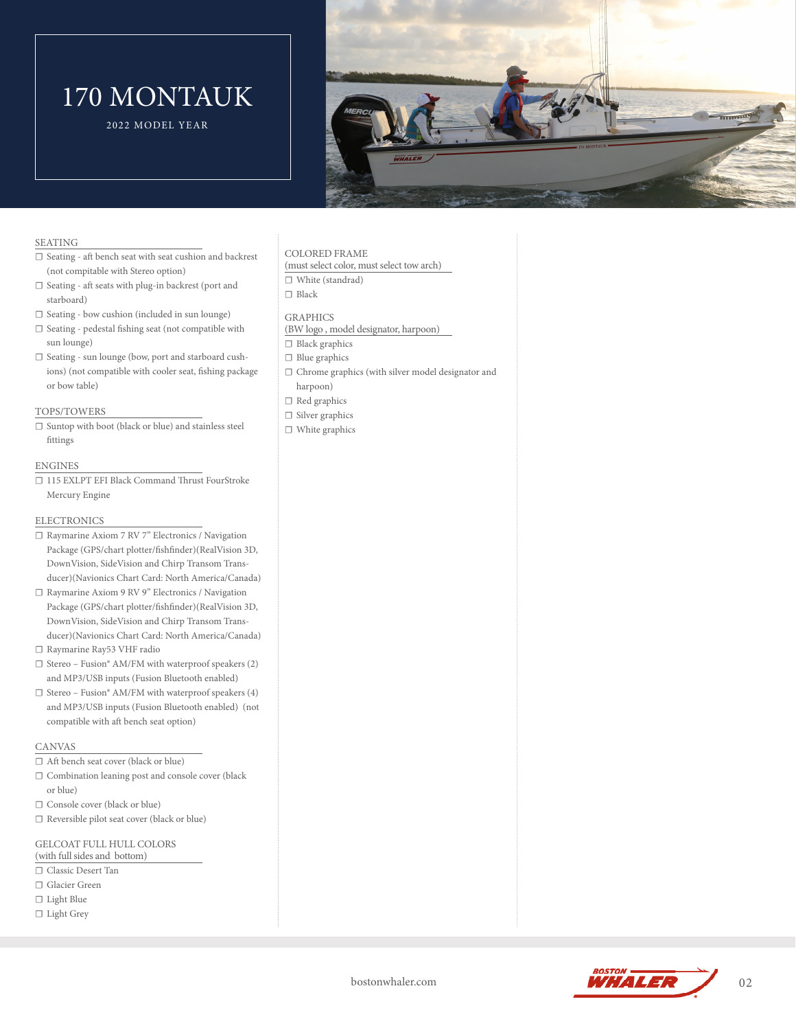# 170 MONTAUK

2022 MODEL YEAR

## SEATING

- ☐ Seating - aft bench seat with seat cushion and backrest (not compitable with Stereo option)
- ☐ Seating - aft seats with plug-in backrest (port and starboard)
- ☐ Seating - bow cushion (included in sun lounge)
- ☐ Seating - pedestal fishing seat (not compatible with sun lounge)
- ☐ Seating - sun lounge (bow, port and starboard cushions) (not compatible with cooler seat, fishing package or bow table)

## TOPS/TOWERS

- ☐ Suntop with boot (black or blue) and stainless steel fittings

## ENGINES

- ☐ 115 EXLPT EFI Black Command Thrust FourStroke Mercury Engine

## ELECTRONICS

- ☐ Raymarine Axiom 7 RV 7" Electronics / Navigation Package (GPS/chart plotter/fishfinder)(RealVision 3D, DownVision, SideVision and Chirp Transom Transducer)(Navionics Chart Card: North America/Canada)
- ☐ Raymarine Axiom 9 RV 9" Electronics / Navigation Package (GPS/chart plotter/fishfinder)(RealVision 3D, DownVision, SideVision and Chirp Transom Transducer)(Navionics Chart Card: North America/Canada)
- ☐ Raymarine Ray53 VHF radio
- ☐ Stereo – Fusion® AM/FM with waterproof speakers (2) and MP3/USB inputs (Fusion Bluetooth enabled)
- ☐ Stereo – Fusion® AM/FM with waterproof speakers (4) and MP3/USB inputs (Fusion Bluetooth enabled) (not compatible with aft bench seat option)

## CANVAS

- ☐ Aft bench seat cover (black or blue)
- ☐ Combination leaning post and console cover (black or blue)
- ☐ Console cover (black or blue)
- ☐ Reversible pilot seat cover (black or blue)

## GELCOAT FULL HULL COLORS
(with full sides and bottom)

- ☐ Classic Desert Tan
- ☐ Glacier Green
- ☐ Light Blue
- ☐ Light Grey

## COLORED FRAME
(must select color, must select tow arch)

- ☐ White (standrad)
- ☐ Black

## GRAPHICS
(BW logo , model designator, harpoon)

- ☐ Black graphics
- ☐ Blue graphics
- ☐ Chrome graphics (with silver model designator and harpoon)
- ☐ Red graphics
- ☐ Silver graphics
- ☐ White graphics

bostonwhaler.com